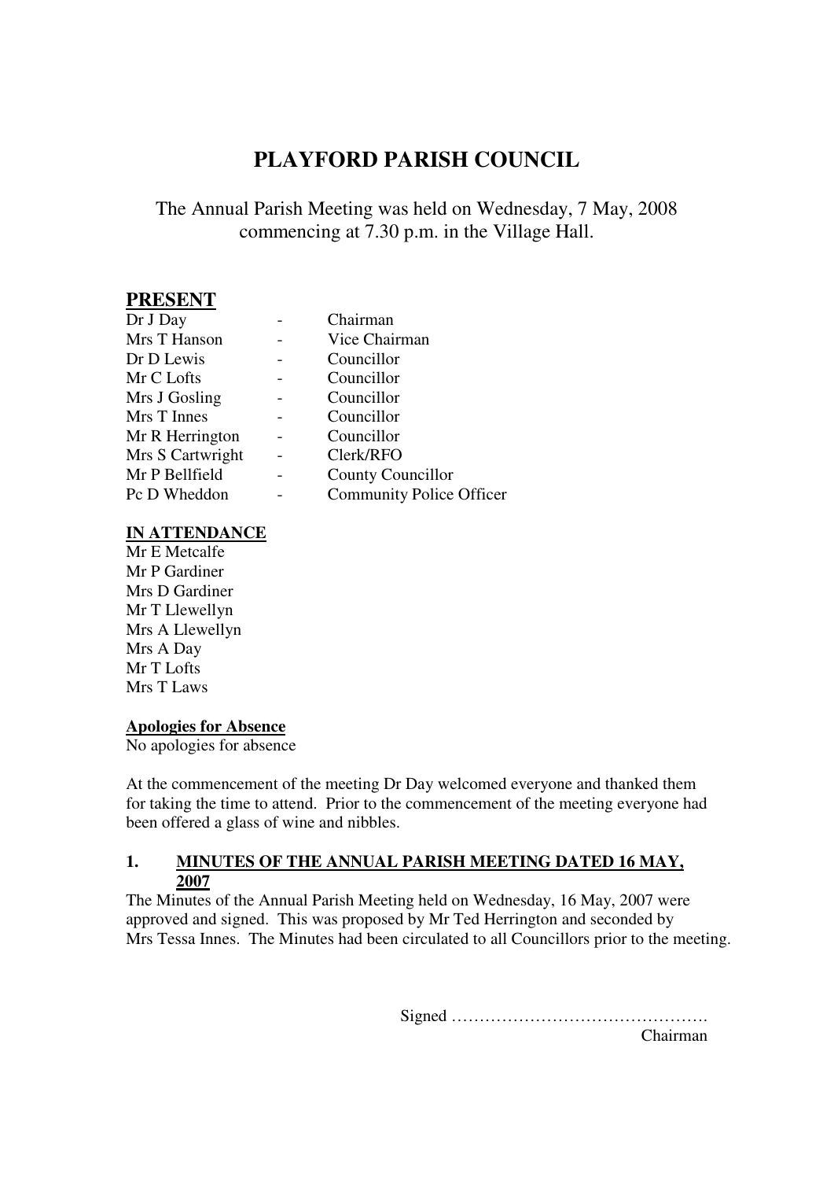# PLAYFORD PARISH COUNCIL

The Annual Parish Meeting was held on Wednesday, 7 May, 2008 commencing at 7.30 p.m. in the Village Hall.

## PRESENT

| | | |
|---|---|---|
| Dr J Day | - | Chairman |
| Mrs T Hanson | - | Vice Chairman |
| Dr D Lewis | - | Councillor |
| Mr C Lofts | - | Councillor |
| Mrs J Gosling | - | Councillor |
| Mrs T Innes | - | Councillor |
| Mr R Herrington | - | Councillor |
| Mrs S Cartwright | - | Clerk/RFO |
| Mr P Bellfield | - | County Councillor |
| Pc D Wheddon | - | Community Police Officer |

**IN ATTENDANCE**

Mr E Metcalfe
Mr P Gardiner
Mrs D Gardiner
Mr T Llewellyn
Mrs A Llewellyn
Mrs A Day
Mr T Lofts
Mrs T Laws

**Apologies for Absence**

No apologies for absence

At the commencement of the meeting Dr Day welcomed everyone and thanked them for taking the time to attend. Prior to the commencement of the meeting everyone had been offered a glass of wine and nibbles.

### 1. MINUTES OF THE ANNUAL PARISH MEETING DATED 16 MAY, 2007

The Minutes of the Annual Parish Meeting held on Wednesday, 16 May, 2007 were approved and signed. This was proposed by Mr Ted Herrington and seconded by Mrs Tessa Innes. The Minutes had been circulated to all Councillors prior to the meeting.

Signed ……………………………………….
Chairman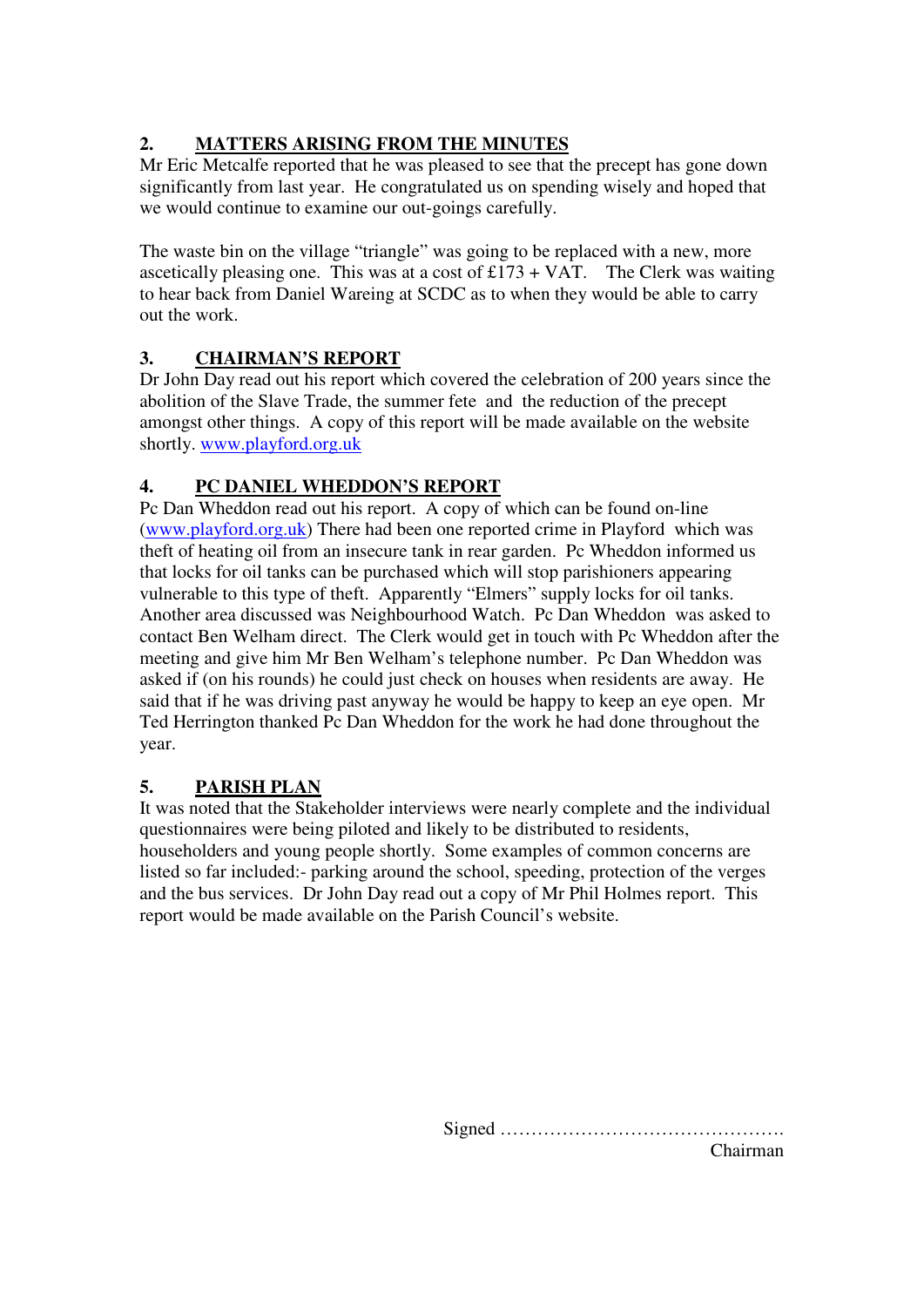## 2. MATTERS ARISING FROM THE MINUTES

Mr Eric Metcalfe reported that he was pleased to see that the precept has gone down significantly from last year. He congratulated us on spending wisely and hoped that we would continue to examine our out-goings carefully.

The waste bin on the village "triangle" was going to be replaced with a new, more ascetically pleasing one. This was at a cost of £173 + VAT. The Clerk was waiting to hear back from Daniel Wareing at SCDC as to when they would be able to carry out the work.

## 3. CHAIRMAN'S REPORT

Dr John Day read out his report which covered the celebration of 200 years since the abolition of the Slave Trade, the summer fete and the reduction of the precept amongst other things. A copy of this report will be made available on the website shortly. www.playford.org.uk

## 4. PC DANIEL WHEDDON'S REPORT

Pc Dan Wheddon read out his report. A copy of which can be found on-line (www.playford.org.uk) There had been one reported crime in Playford which was theft of heating oil from an insecure tank in rear garden. Pc Wheddon informed us that locks for oil tanks can be purchased which will stop parishioners appearing vulnerable to this type of theft. Apparently "Elmers" supply locks for oil tanks. Another area discussed was Neighbourhood Watch. Pc Dan Wheddon was asked to contact Ben Welham direct. The Clerk would get in touch with Pc Wheddon after the meeting and give him Mr Ben Welham's telephone number. Pc Dan Wheddon was asked if (on his rounds) he could just check on houses when residents are away. He said that if he was driving past anyway he would be happy to keep an eye open. Mr Ted Herrington thanked Pc Dan Wheddon for the work he had done throughout the year.

## 5. PARISH PLAN

It was noted that the Stakeholder interviews were nearly complete and the individual questionnaires were being piloted and likely to be distributed to residents, householders and young people shortly. Some examples of common concerns are listed so far included:- parking around the school, speeding, protection of the verges and the bus services. Dr John Day read out a copy of Mr Phil Holmes report. This report would be made available on the Parish Council's website.

Signed ……………………………………….
Chairman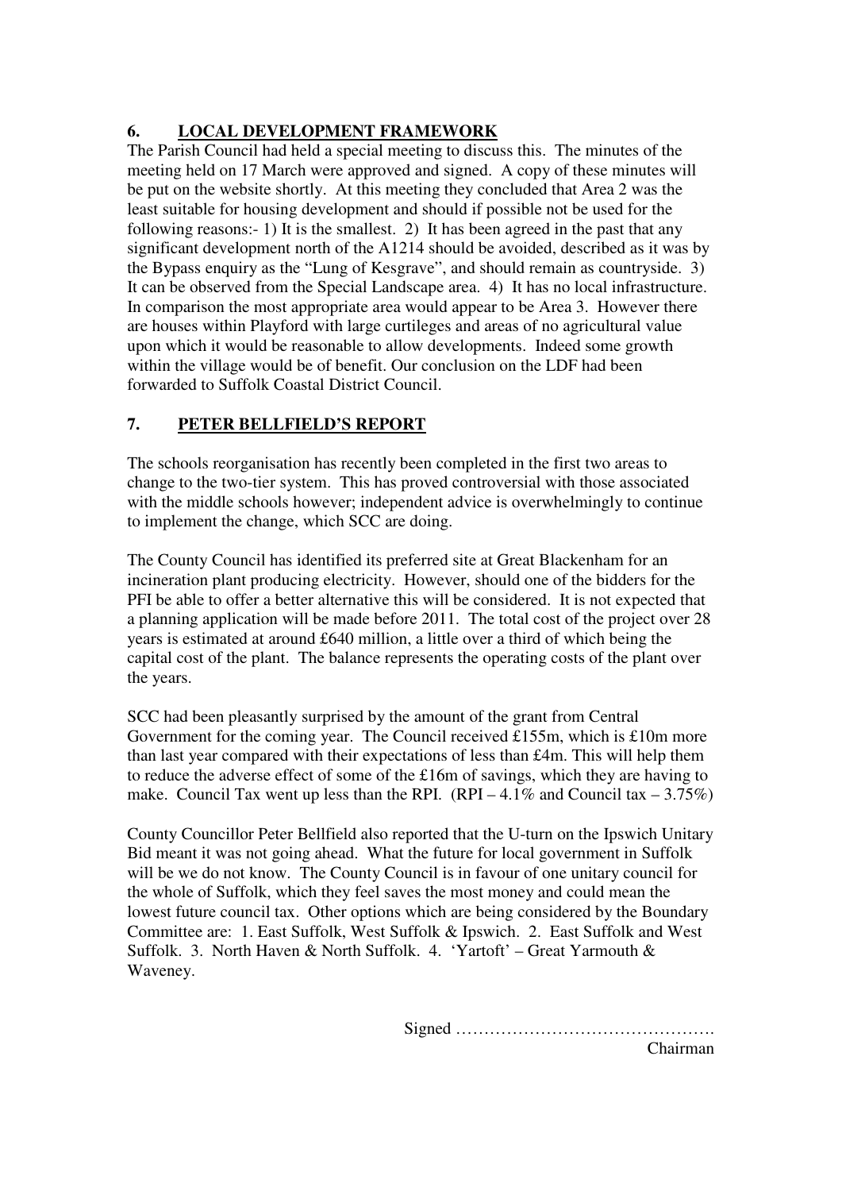## 6. LOCAL DEVELOPMENT FRAMEWORK

The Parish Council had held a special meeting to discuss this. The minutes of the meeting held on 17 March were approved and signed. A copy of these minutes will be put on the website shortly. At this meeting they concluded that Area 2 was the least suitable for housing development and should if possible not be used for the following reasons:- 1) It is the smallest. 2) It has been agreed in the past that any significant development north of the A1214 should be avoided, described as it was by the Bypass enquiry as the "Lung of Kesgrave", and should remain as countryside. 3) It can be observed from the Special Landscape area. 4) It has no local infrastructure. In comparison the most appropriate area would appear to be Area 3. However there are houses within Playford with large curtileges and areas of no agricultural value upon which it would be reasonable to allow developments. Indeed some growth within the village would be of benefit. Our conclusion on the LDF had been forwarded to Suffolk Coastal District Council.

## 7. PETER BELLFIELD'S REPORT

The schools reorganisation has recently been completed in the first two areas to change to the two-tier system. This has proved controversial with those associated with the middle schools however; independent advice is overwhelmingly to continue to implement the change, which SCC are doing.

The County Council has identified its preferred site at Great Blackenham for an incineration plant producing electricity. However, should one of the bidders for the PFI be able to offer a better alternative this will be considered. It is not expected that a planning application will be made before 2011. The total cost of the project over 28 years is estimated at around £640 million, a little over a third of which being the capital cost of the plant. The balance represents the operating costs of the plant over the years.

SCC had been pleasantly surprised by the amount of the grant from Central Government for the coming year. The Council received £155m, which is £10m more than last year compared with their expectations of less than £4m. This will help them to reduce the adverse effect of some of the £16m of savings, which they are having to make. Council Tax went up less than the RPI. (RPI – 4.1% and Council tax – 3.75%)

County Councillor Peter Bellfield also reported that the U-turn on the Ipswich Unitary Bid meant it was not going ahead. What the future for local government in Suffolk will be we do not know. The County Council is in favour of one unitary council for the whole of Suffolk, which they feel saves the most money and could mean the lowest future council tax. Other options which are being considered by the Boundary Committee are: 1. East Suffolk, West Suffolk & Ipswich. 2. East Suffolk and West Suffolk. 3. North Haven & North Suffolk. 4. 'Yartoft' – Great Yarmouth & Waveney.

Signed ……………………………………….
Chairman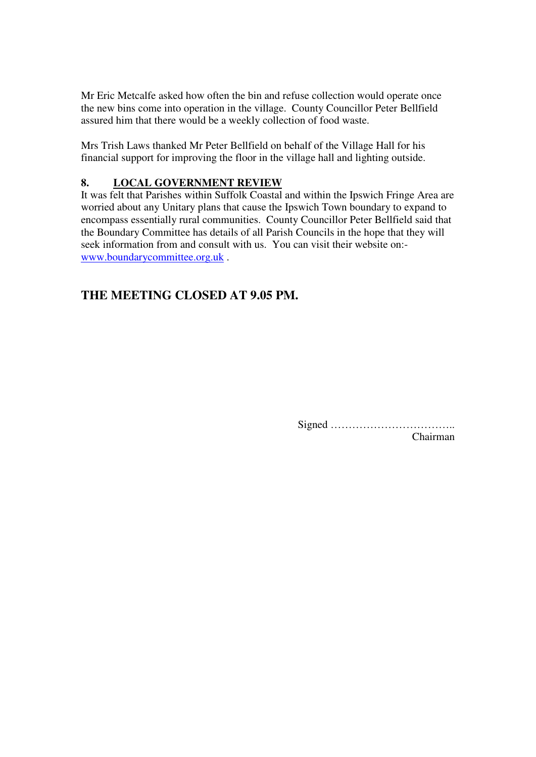Mr Eric Metcalfe asked how often the bin and refuse collection would operate once the new bins come into operation in the village. County Councillor Peter Bellfield assured him that there would be a weekly collection of food waste.

Mrs Trish Laws thanked Mr Peter Bellfield on behalf of the Village Hall for his financial support for improving the floor in the village hall and lighting outside.

## 8. LOCAL GOVERNMENT REVIEW

It was felt that Parishes within Suffolk Coastal and within the Ipswich Fringe Area are worried about any Unitary plans that cause the Ipswich Town boundary to expand to encompass essentially rural communities. County Councillor Peter Bellfield said that the Boundary Committee has details of all Parish Councils in the hope that they will seek information from and consult with us. You can visit their website on:- www.boundarycommittee.org.uk .

## THE MEETING CLOSED AT 9.05 PM.

Signed ……………………………..
Chairman